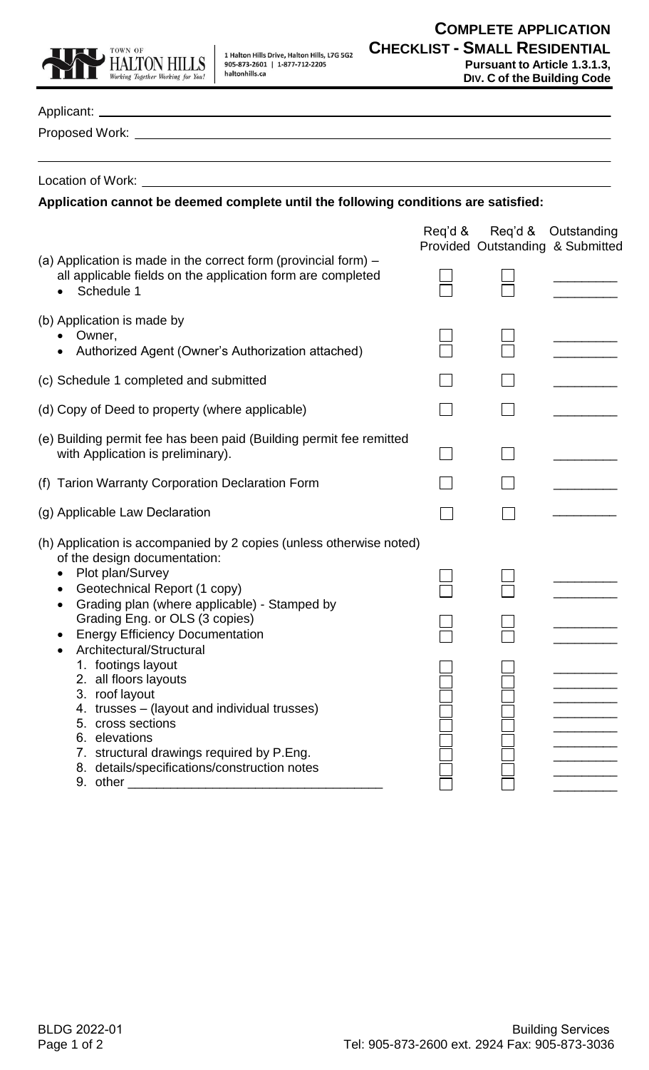TOWN OF HALTON HILLS
Working Together Working for You!

1 Halton Hills Drive, Halton Hills, L7G 5G2
905-873-2601 | 1-877-712-2205
haltonhills.ca

# COMPLETE APPLICATION CHECKLIST - SMALL RESIDENTIAL

**Pursuant to Article 1.3.1.3, DIV. C of the Building Code**

Applicant: \_\_\_\_\_\_\_\_\_\_\_\_\_\_\_\_\_\_\_\_\_\_\_\_\_\_\_\_\_\_\_\_\_\_\_\_\_\_\_\_

Proposed Work: \_\_\_\_\_\_\_\_\_\_\_\_\_\_\_\_\_\_\_\_\_\_\_\_\_\_\_\_\_\_\_\_\_\_\_\_\_\_\_\_

\_\_\_\_\_\_\_\_\_\_\_\_\_\_\_\_\_\_\_\_\_\_\_\_\_\_\_\_\_\_\_\_\_\_\_\_\_\_\_\_\_\_\_\_\_\_\_\_\_\_\_\_\_\_

Location of Work: \_\_\_\_\_\_\_\_\_\_\_\_\_\_\_\_\_\_\_\_\_\_\_\_\_\_\_\_\_\_\_\_\_\_\_\_\_\_\_\_

**Application cannot be deemed complete until the following conditions are satisfied:**

| | Req'd & Provided | Req'd & Outstanding | Outstanding & Submitted |
|---|---|---|---|
| (a) Application is made in the correct form (provincial form) – all applicable fields on the application form are completed | ☐ | ☐ | \_\_\_\_\_\_\_\_ |
| • Schedule 1 | ☐ | ☐ | \_\_\_\_\_\_\_\_ |
| (b) Application is made by | | | |
| • Owner, | ☐ | ☐ | \_\_\_\_\_\_\_\_ |
| • Authorized Agent (Owner's Authorization attached) | ☐ | ☐ | \_\_\_\_\_\_\_\_ |
| (c) Schedule 1 completed and submitted | ☐ | ☐ | \_\_\_\_\_\_\_\_ |
| (d) Copy of Deed to property (where applicable) | ☐ | ☐ | \_\_\_\_\_\_\_\_ |
| (e) Building permit fee has been paid (Building permit fee remitted with Application is preliminary). | ☐ | ☐ | \_\_\_\_\_\_\_\_ |
| (f) Tarion Warranty Corporation Declaration Form | ☐ | ☐ | \_\_\_\_\_\_\_\_ |
| (g) Applicable Law Declaration | ☐ | ☐ | \_\_\_\_\_\_\_\_ |
| (h) Application is accompanied by 2 copies (unless otherwise noted) of the design documentation: | | | |
| • Plot plan/Survey | ☐ | ☐ | \_\_\_\_\_\_\_\_ |
| • Geotechnical Report (1 copy) | ☐ | ☐ | \_\_\_\_\_\_\_\_ |
| • Grading plan (where applicable) - Stamped by Grading Eng. or OLS (3 copies) | ☐ | ☐ | \_\_\_\_\_\_\_\_ |
| • Energy Efficiency Documentation | ☐ | ☐ | \_\_\_\_\_\_\_\_ |
| • Architectural/Structural | | | |
| 1. footings layout | ☐ | ☐ | \_\_\_\_\_\_\_\_ |
| 2. all floors layouts | ☐ | ☐ | \_\_\_\_\_\_\_\_ |
| 3. roof layout | ☐ | ☐ | \_\_\_\_\_\_\_\_ |
| 4. trusses – (layout and individual trusses) | ☐ | ☐ | \_\_\_\_\_\_\_\_ |
| 5. cross sections | ☐ | ☐ | \_\_\_\_\_\_\_\_ |
| 6. elevations | ☐ | ☐ | \_\_\_\_\_\_\_\_ |
| 7. structural drawings required by P.Eng. | ☐ | ☐ | \_\_\_\_\_\_\_\_ |
| 8. details/specifications/construction notes | ☐ | ☐ | \_\_\_\_\_\_\_\_ |
| 9. other \_\_\_\_\_\_\_\_\_\_\_\_\_\_\_\_\_\_\_\_\_\_\_\_\_\_\_\_ | ☐ | ☐ | \_\_\_\_\_\_\_\_ |

BLDG 2022-01

Building Services
Tel: 905-873-2600 ext. 2924 Fax: 905-873-3036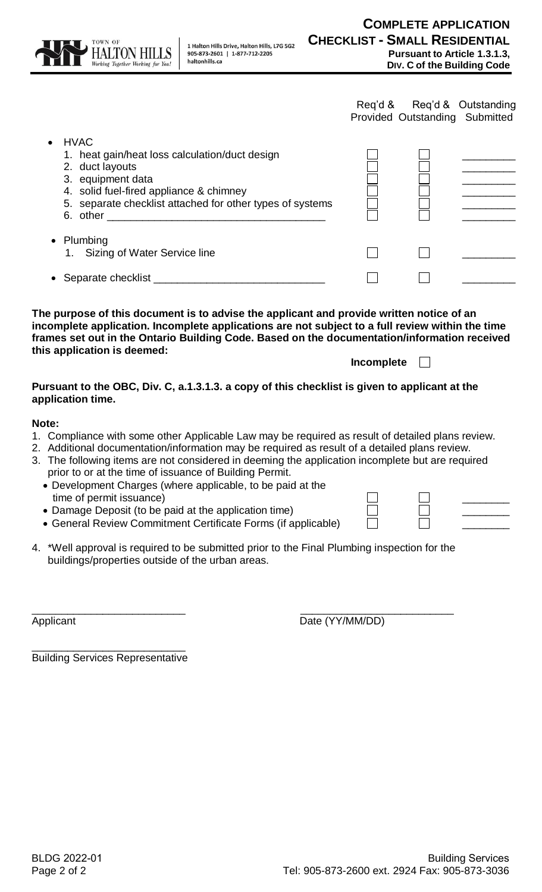TOWN OF HALTON HILLS
Working Together Working for You!

1 Halton Hills Drive, Halton Hills, L7G 5G2
905-873-2601 | 1-877-712-2205
haltonhills.ca

# COMPLETE APPLICATION CHECKLIST - SMALL RESIDENTIAL

**Pursuant to Article 1.3.1.3, DIV. C of the Building Code**

| | Req'd & Provided | Req'd & Outstanding | Outstanding Submitted |
|---|---|---|---|
| • HVAC | | | |
| 1. heat gain/heat loss calculation/duct design | ☐ | ☐ | ________ |
| 2. duct layouts | ☐ | ☐ | ________ |
| 3. equipment data | ☐ | ☐ | ________ |
| 4. solid fuel-fired appliance & chimney | ☐ | ☐ | ________ |
| 5. separate checklist attached for other types of systems | ☐ | ☐ | ________ |
| 6. other ____________________________ | ☐ | ☐ | ________ |
| • Plumbing | | | |
| 1. Sizing of Water Service line | ☐ | ☐ | ________ |
| • Separate checklist ____________________________ | ☐ | ☐ | ________ |

**The purpose of this document is to advise the applicant and provide written notice of an incomplete application. Incomplete applications are not subject to a full review within the time frames set out in the Ontario Building Code. Based on the documentation/information received this application is deemed:**

**Incomplete** ☐

**Pursuant to the OBC, Div. C, a.1.3.1.3. a copy of this checklist is given to applicant at the application time.**

**Note:**

1. Compliance with some other Applicable Law may be required as result of detailed plans review.
2. Additional documentation/information may be required as result of a detailed plans review.
3. The following items are not considered in deeming the application incomplete but are required prior to or at the time of issuance of Building Permit.

| | | | |
|---|---|---|---|
| • Development Charges (where applicable, to be paid at the time of permit issuance) | ☐ | ☐ | ________ |
| • Damage Deposit (to be paid at the application time) | ☐ | ☐ | ________ |
| • General Review Commitment Certificate Forms (if applicable) | ☐ | ☐ | ________ |

4. *Well approval is required to be submitted prior to the Final Plumbing inspection for the buildings/properties outside of the urban areas.

__________________________ Applicant

__________________________ Date (YY/MM/DD)

__________________________ Building Services Representative

BLDG 2022-01

Building Services
Tel: 905-873-2600 ext. 2924 Fax: 905-873-3036